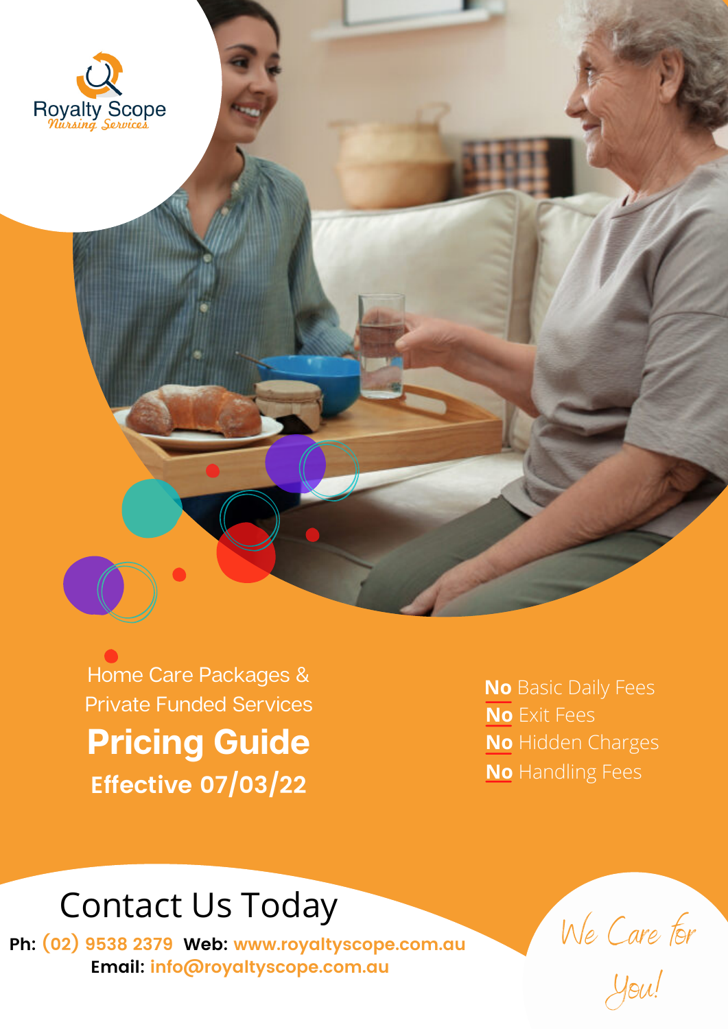Royalty Scope
*Nursing Services*

Home Care Packages &
Private Funded Services

# Pricing Guide

## Effective 07/03/22

**No** Basic Daily Fees
**No** Exit Fees
**No** Hidden Charges
**No** Handling Fees

## Contact Us Today

**Ph:** (02) 9538 2379 **Web:** www.royaltyscope.com.au
**Email:** info@royaltyscope.com.au

*We Care for You!*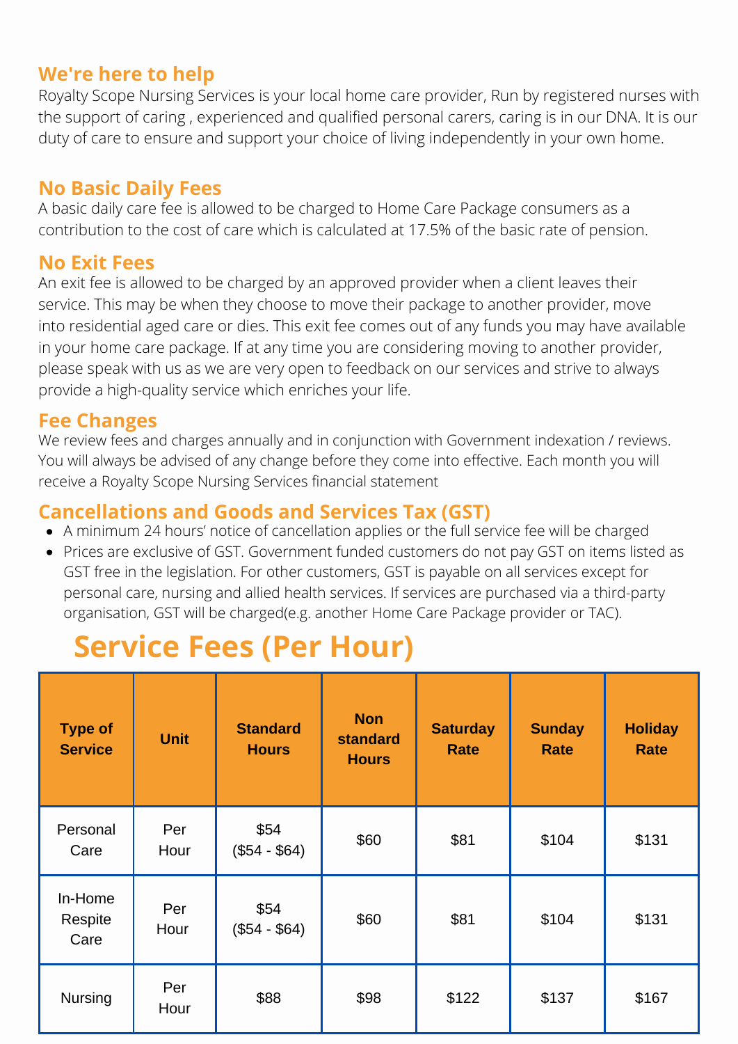## We're here to help

Royalty Scope Nursing Services is your local home care provider, Run by registered nurses with the support of caring , experienced and qualified personal carers, caring is in our DNA. It is our duty of care to ensure and support your choice of living independently in your own home.

## No Basic Daily Fees

A basic daily care fee is allowed to be charged to Home Care Package consumers as a contribution to the cost of care which is calculated at 17.5% of the basic rate of pension.

## No Exit Fees

An exit fee is allowed to be charged by an approved provider when a client leaves their service. This may be when they choose to move their package to another provider, move into residential aged care or dies. This exit fee comes out of any funds you may have available in your home care package. If at any time you are considering moving to another provider, please speak with us as we are very open to feedback on our services and strive to always provide a high-quality service which enriches your life.

## Fee Changes

We review fees and charges annually and in conjunction with Government indexation / reviews. You will always be advised of any change before they come into effective. Each month you will receive a Royalty Scope Nursing Services financial statement

## Cancellations and Goods and Services Tax (GST)

- A minimum 24 hours' notice of cancellation applies or the full service fee will be charged
- Prices are exclusive of GST. Government funded customers do not pay GST on items listed as GST free in the legislation. For other customers, GST is payable on all services except for personal care, nursing and allied health services. If services are purchased via a third-party organisation, GST will be charged(e.g. another Home Care Package provider or TAC).

# Service Fees (Per Hour)

| Type of Service | Unit | Standard Hours | Non standard Hours | Saturday Rate | Sunday Rate | Holiday Rate |
|---|---|---|---|---|---|---|
| Personal Care | Per Hour | $54 ($54 - $64) | $60 | $81 | $104 | $131 |
| In-Home Respite Care | Per Hour | $54 ($54 - $64) | $60 | $81 | $104 | $131 |
| Nursing | Per Hour | $88 | $98 | $122 | $137 | $167 |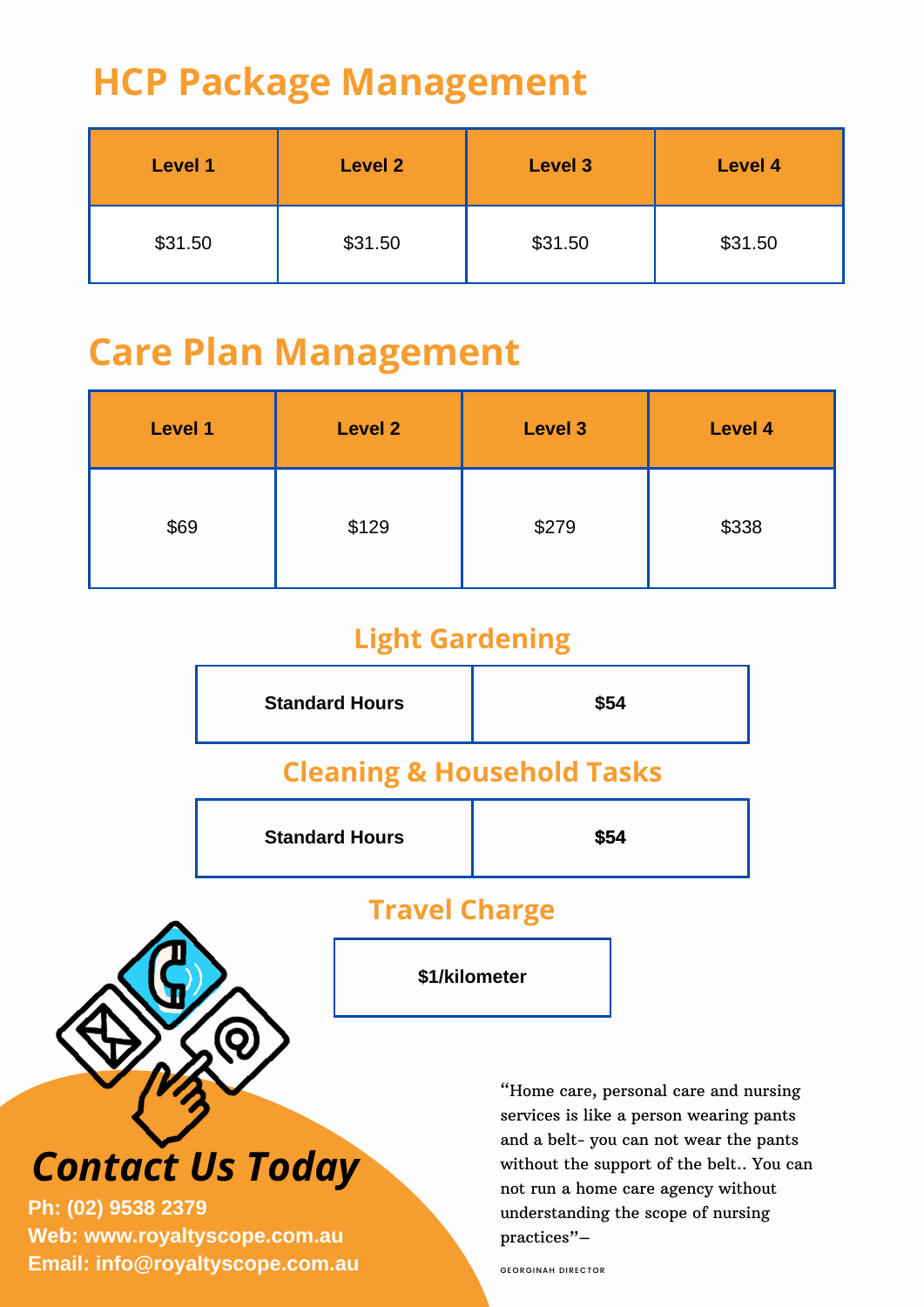## HCP Package Management

| Level 1 | Level 2 | Level 3 | Level 4 |
|---|---|---|---|
| $31.50 | $31.50 | $31.50 | $31.50 |

## Care Plan Management

| Level 1 | Level 2 | Level 3 | Level 4 |
|---|---|---|---|
| $69 | $129 | $279 | $338 |

### Light Gardening

| | |
|---|---|
| **Standard Hours** | **$54** |

### Cleaning & Household Tasks

| | |
|---|---|
| **Standard Hours** | **$54** |

### Travel Charge

| |
|---|
| **$1/kilometer** |

***Contact Us Today***

**Ph: (02) 9538 2379**
**Web: www.royaltyscope.com.au**
**Email: info@royaltyscope.com.au**

"Home care, personal care and nursing services is like a person wearing pants and a belt- you can not wear the pants without the support of the belt.. You can not run a home care agency without understanding the scope of nursing practices"–

GEORGINAH DIRECTOR